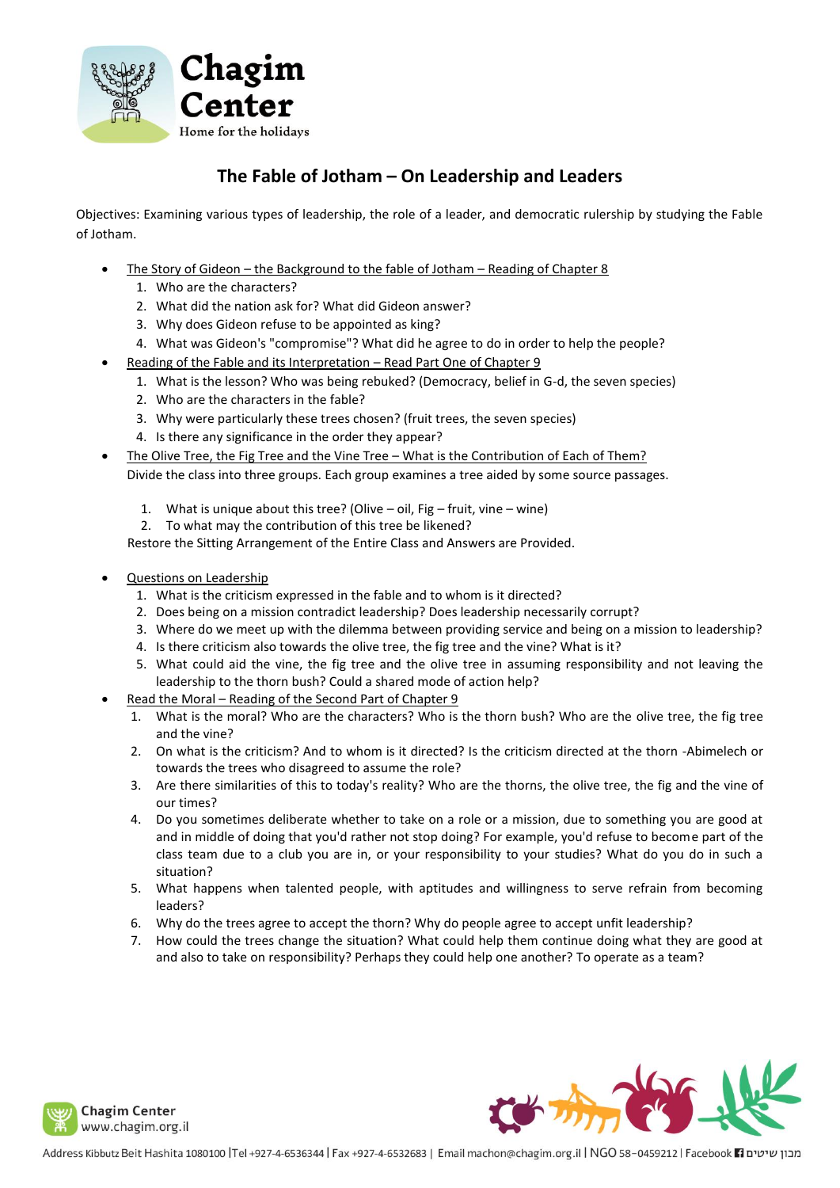# The Fable of Jotham – On Leadership and Leaders

Objectives: Examining various types of leadership, the role of a leader, and democratic rulership by studying the Fable of Jotham.

- The Story of Gideon – the Background to the fable of Jotham – Reading of Chapter 8
  1. Who are the characters?
  2. What did the nation ask for? What did Gideon answer?
  3. Why does Gideon refuse to be appointed as king?
  4. What was Gideon's "compromise"? What did he agree to do in order to help the people?
- Reading of the Fable and its Interpretation – Read Part One of Chapter 9
  1. What is the lesson? Who was being rebuked? (Democracy, belief in G-d, the seven species)
  2. Who are the characters in the fable?
  3. Why were particularly these trees chosen? (fruit trees, the seven species)
  4. Is there any significance in the order they appear?
- The Olive Tree, the Fig Tree and the Vine Tree – What is the Contribution of Each of Them?

  Divide the class into three groups. Each group examines a tree aided by some source passages.

  1. What is unique about this tree? (Olive – oil, Fig – fruit, vine – wine)
  2. To what may the contribution of this tree be likened?

  Restore the Sitting Arrangement of the Entire Class and Answers are Provided.

- Questions on Leadership
  1. What is the criticism expressed in the fable and to whom is it directed?
  2. Does being on a mission contradict leadership? Does leadership necessarily corrupt?
  3. Where do we meet up with the dilemma between providing service and being on a mission to leadership?
  4. Is there criticism also towards the olive tree, the fig tree and the vine? What is it?
  5. What could aid the vine, the fig tree and the olive tree in assuming responsibility and not leaving the leadership to the thorn bush? Could a shared mode of action help?
- Read the Moral – Reading of the Second Part of Chapter 9
  1. What is the moral? Who are the characters? Who is the thorn bush? Who are the olive tree, the fig tree and the vine?
  2. On what is the criticism? And to whom is it directed? Is the criticism directed at the thorn -Abimelech or towards the trees who disagreed to assume the role?
  3. Are there similarities of this to today's reality? Who are the thorns, the olive tree, the fig and the vine of our times?
  4. Do you sometimes deliberate whether to take on a role or a mission, due to something you are good at and in middle of doing that you'd rather not stop doing? For example, you'd refuse to become part of the class team due to a club you are in, or your responsibility to your studies? What do you do in such a situation?
  5. What happens when talented people, with aptitudes and willingness to serve refrain from becoming leaders?
  6. Why do the trees agree to accept the thorn? Why do people agree to accept unfit leadership?
  7. How could the trees change the situation? What could help them continue doing what they are good at and also to take on responsibility? Perhaps they could help one another? To operate as a team?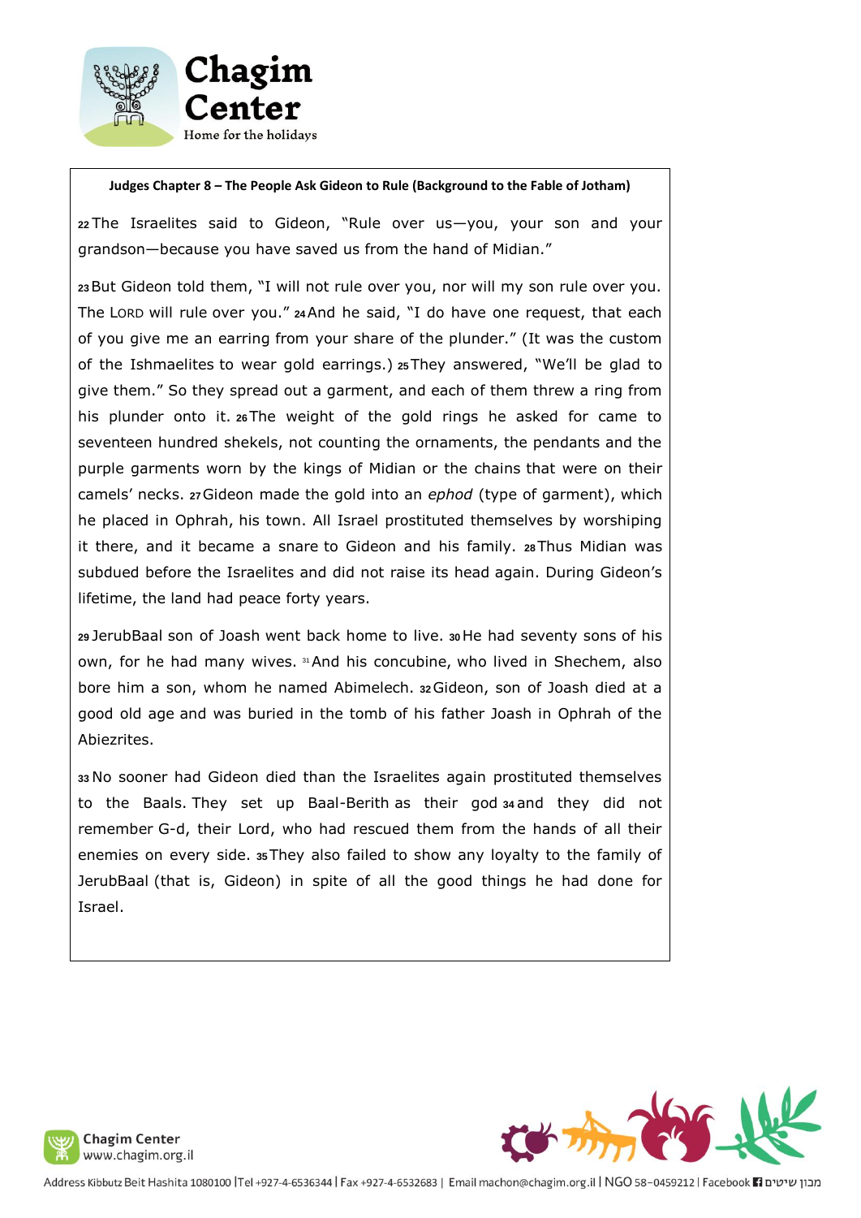**Judges Chapter 8 – The People Ask Gideon to Rule (Background to the Fable of Jotham)**

22 The Israelites said to Gideon, "Rule over us—you, your son and your grandson—because you have saved us from the hand of Midian."

23 But Gideon told them, "I will not rule over you, nor will my son rule over you. The LORD will rule over you." 24 And he said, "I do have one request, that each of you give me an earring from your share of the plunder." (It was the custom of the Ishmaelites to wear gold earrings.) 25 They answered, "We'll be glad to give them." So they spread out a garment, and each of them threw a ring from his plunder onto it. 26 The weight of the gold rings he asked for came to seventeen hundred shekels, not counting the ornaments, the pendants and the purple garments worn by the kings of Midian or the chains that were on their camels' necks. 27 Gideon made the gold into an *ephod* (type of garment), which he placed in Ophrah, his town. All Israel prostituted themselves by worshiping it there, and it became a snare to Gideon and his family. 28 Thus Midian was subdued before the Israelites and did not raise its head again. During Gideon's lifetime, the land had peace forty years.

29 JerubBaal son of Joash went back home to live. 30 He had seventy sons of his own, for he had many wives. 31 And his concubine, who lived in Shechem, also bore him a son, whom he named Abimelech. 32 Gideon, son of Joash died at a good old age and was buried in the tomb of his father Joash in Ophrah of the Abiezrites.

33 No sooner had Gideon died than the Israelites again prostituted themselves to the Baals. They set up Baal-Berith as their god 34 and they did not remember G-d, their Lord, who had rescued them from the hands of all their enemies on every side. 35 They also failed to show any loyalty to the family of JerubBaal (that is, Gideon) in spite of all the good things he had done for Israel.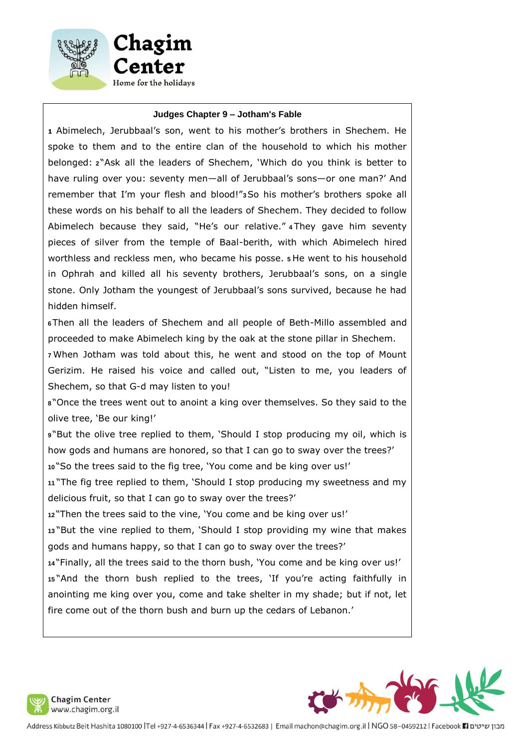## Judges Chapter 9 – Jotham's Fable

**1** Abimelech, Jerubbaal's son, went to his mother's brothers in Shechem. He spoke to them and to the entire clan of the household to which his mother belonged: **2**"Ask all the leaders of Shechem, 'Which do you think is better to have ruling over you: seventy men—all of Jerubbaal's sons—or one man?' And remember that I'm your flesh and blood!"**3**So his mother's brothers spoke all these words on his behalf to all the leaders of Shechem. They decided to follow Abimelech because they said, "He's our relative." **4**They gave him seventy pieces of silver from the temple of Baal-berith, with which Abimelech hired worthless and reckless men, who became his posse. **5**He went to his household in Ophrah and killed all his seventy brothers, Jerubbaal's sons, on a single stone. Only Jotham the youngest of Jerubbaal's sons survived, because he had hidden himself.

**6**Then all the leaders of Shechem and all people of Beth-Millo assembled and proceeded to make Abimelech king by the oak at the stone pillar in Shechem.

**7**When Jotham was told about this, he went and stood on the top of Mount Gerizim. He raised his voice and called out, "Listen to me, you leaders of Shechem, so that G-d may listen to you!

**8**"Once the trees went out to anoint a king over themselves. So they said to the olive tree, 'Be our king!'

**9**"But the olive tree replied to them, 'Should I stop producing my oil, which is how gods and humans are honored, so that I can go to sway over the trees?'

**10**"So the trees said to the fig tree, 'You come and be king over us!'

**11**"The fig tree replied to them, 'Should I stop producing my sweetness and my delicious fruit, so that I can go to sway over the trees?'

**12**"Then the trees said to the vine, 'You come and be king over us!'

**13**"But the vine replied to them, 'Should I stop providing my wine that makes gods and humans happy, so that I can go to sway over the trees?'

**14**"Finally, all the trees said to the thorn bush, 'You come and be king over us!'

**15**"And the thorn bush replied to the trees, 'If you're acting faithfully in anointing me king over you, come and take shelter in my shade; but if not, let fire come out of the thorn bush and burn up the cedars of Lebanon.'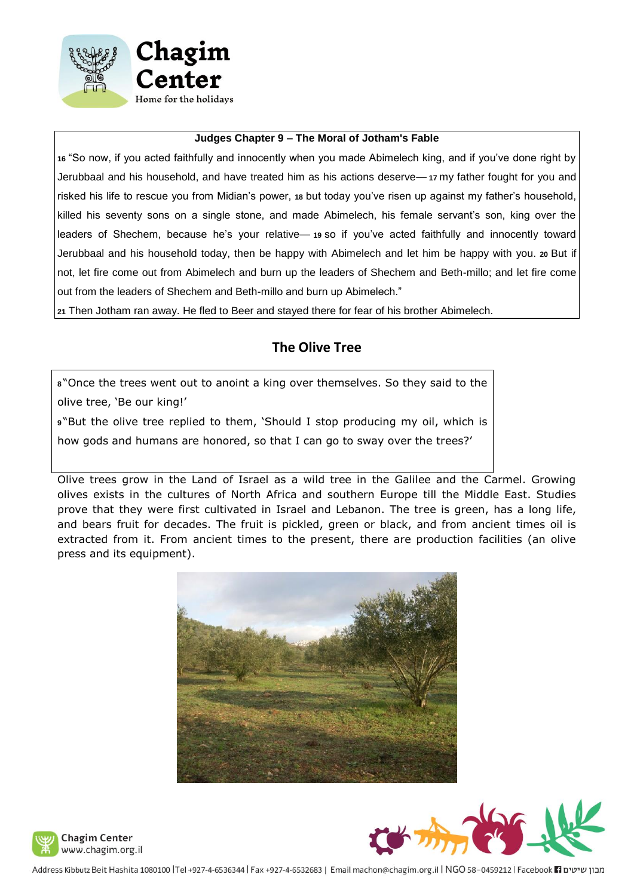**Judges Chapter 9 – The Moral of Jotham's Fable**

16 "So now, if you acted faithfully and innocently when you made Abimelech king, and if you've done right by Jerubbaal and his household, and have treated him as his actions deserve— 17 my father fought for you and risked his life to rescue you from Midian's power, 18 but today you've risen up against my father's household, killed his seventy sons on a single stone, and made Abimelech, his female servant's son, king over the leaders of Shechem, because he's your relative— 19 so if you've acted faithfully and innocently toward Jerubbaal and his household today, then be happy with Abimelech and let him be happy with you. 20 But if not, let fire come out from Abimelech and burn up the leaders of Shechem and Beth-millo; and let fire come out from the leaders of Shechem and Beth-millo and burn up Abimelech."

21 Then Jotham ran away. He fled to Beer and stayed there for fear of his brother Abimelech.

## The Olive Tree

8 "Once the trees went out to anoint a king over themselves. So they said to the olive tree, 'Be our king!'

9 "But the olive tree replied to them, 'Should I stop producing my oil, which is how gods and humans are honored, so that I can go to sway over the trees?'

Olive trees grow in the Land of Israel as a wild tree in the Galilee and the Carmel. Growing olives exists in the cultures of North Africa and southern Europe till the Middle East. Studies prove that they were first cultivated in Israel and Lebanon. The tree is green, has a long life, and bears fruit for decades. The fruit is pickled, green or black, and from ancient times oil is extracted from it. From ancient times to the present, there are production facilities (an olive press and its equipment).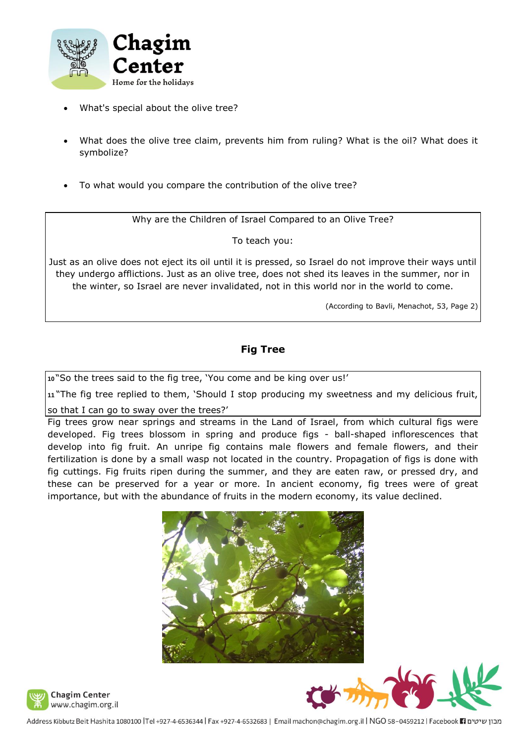- What's special about the olive tree?

- What does the olive tree claim, prevents him from ruling? What is the oil? What does it symbolize?

- To what would you compare the contribution of the olive tree?

Why are the Children of Israel Compared to an Olive Tree?

To teach you:

Just as an olive does not eject its oil until it is pressed, so Israel do not improve their ways until they undergo afflictions. Just as an olive tree, does not shed its leaves in the summer, nor in the winter, so Israel are never invalidated, not in this world nor in the world to come.

(According to Bavli, Menachot, 53, Page 2)

## Fig Tree

10 "So the trees said to the fig tree, 'You come and be king over us!'

11 "The fig tree replied to them, 'Should I stop producing my sweetness and my delicious fruit, so that I can go to sway over the trees?'

Fig trees grow near springs and streams in the Land of Israel, from which cultural figs were developed. Fig trees blossom in spring and produce figs - ball-shaped inflorescences that develop into fig fruit. An unripe fig contains male flowers and female flowers, and their fertilization is done by a small wasp not located in the country. Propagation of figs is done with fig cuttings. Fig fruits ripen during the summer, and they are eaten raw, or pressed dry, and these can be preserved for a year or more. In ancient economy, fig trees were of great importance, but with the abundance of fruits in the modern economy, its value declined.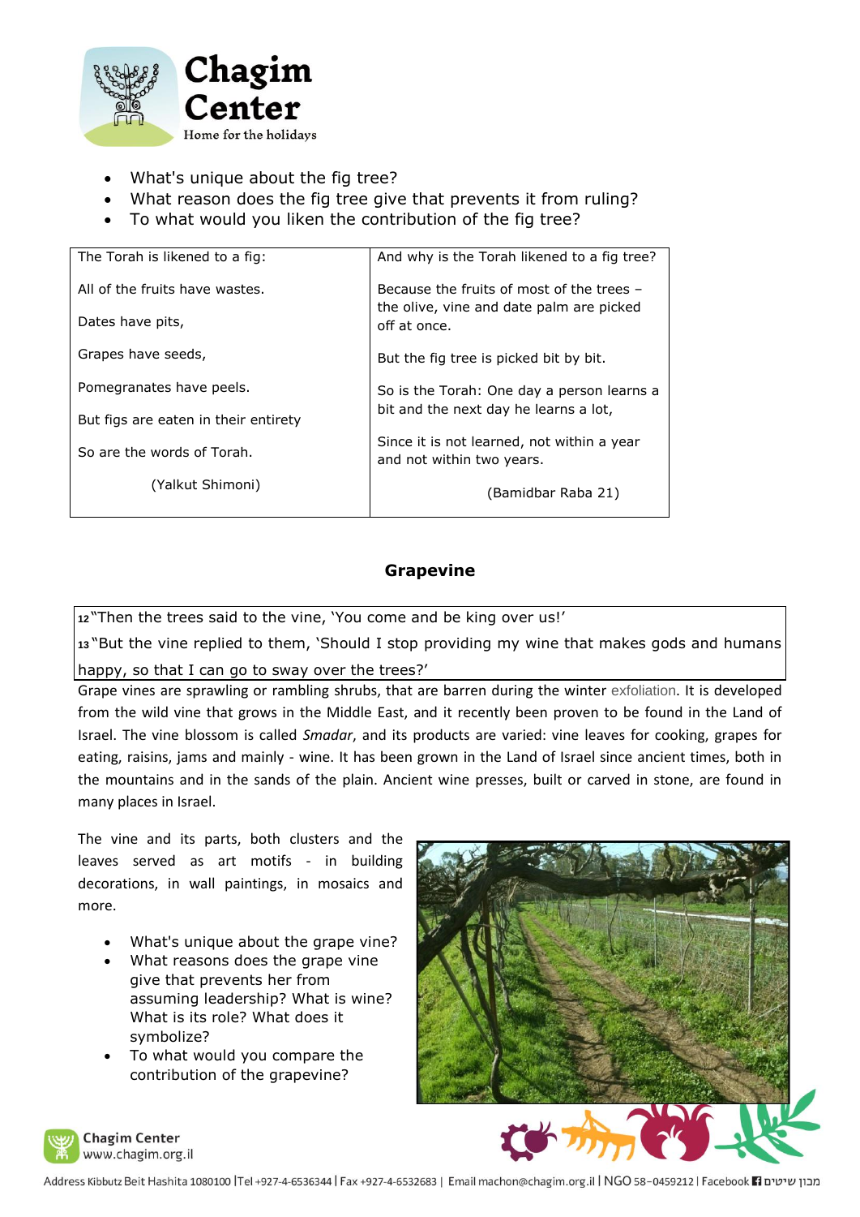- What's unique about the fig tree?
- What reason does the fig tree give that prevents it from ruling?
- To what would you liken the contribution of the fig tree?

| The Torah is likened to a fig: | And why is the Torah likened to a fig tree? |
|---|---|
| All of the fruits have wastes.<br><br>Dates have pits,<br><br>Grapes have seeds,<br><br>Pomegranates have peels.<br><br>But figs are eaten in their entirety<br><br>So are the words of Torah.<br><br>(Yalkut Shimoni) | Because the fruits of most of the trees – the olive, vine and date palm are picked off at once.<br><br>But the fig tree is picked bit by bit.<br><br>So is the Torah: One day a person learns a bit and the next day he learns a lot,<br><br>Since it is not learned, not within a year and not within two years.<br><br>(Bamidbar Raba 21) |

## Grapevine

> [12] "Then the trees said to the vine, 'You come and be king over us!'
>
> [13] "But the vine replied to them, 'Should I stop providing my wine that makes gods and humans happy, so that I can go to sway over the trees?'

Grape vines are sprawling or rambling shrubs, that are barren during the winter exfoliation. It is developed from the wild vine that grows in the Middle East, and it recently been proven to be found in the Land of Israel. The vine blossom is called *Smadar*, and its products are varied: vine leaves for cooking, grapes for eating, raisins, jams and mainly - wine. It has been grown in the Land of Israel since ancient times, both in the mountains and in the sands of the plain. Ancient wine presses, built or carved in stone, are found in many places in Israel.

The vine and its parts, both clusters and the leaves served as art motifs - in building decorations, in wall paintings, in mosaics and more.

- What's unique about the grape vine?
- What reasons does the grape vine give that prevents her from assuming leadership? What is wine? What is its role? What does it symbolize?
- To what would you compare the contribution of the grapevine?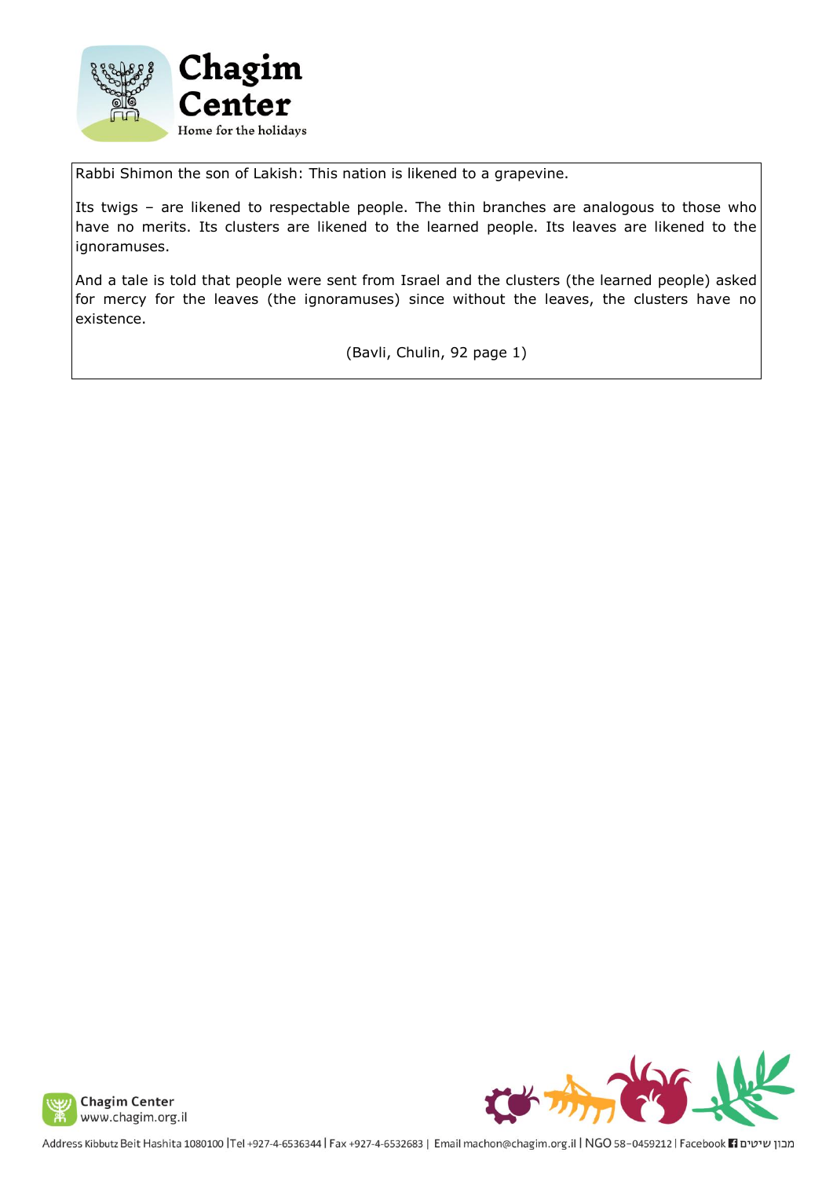Rabbi Shimon the son of Lakish: This nation is likened to a grapevine.

Its twigs – are likened to respectable people. The thin branches are analogous to those who have no merits. Its clusters are likened to the learned people. Its leaves are likened to the ignoramuses.

And a tale is told that people were sent from Israel and the clusters (the learned people) asked for mercy for the leaves (the ignoramuses) since without the leaves, the clusters have no existence.

(Bavli, Chulin, 92 page 1)